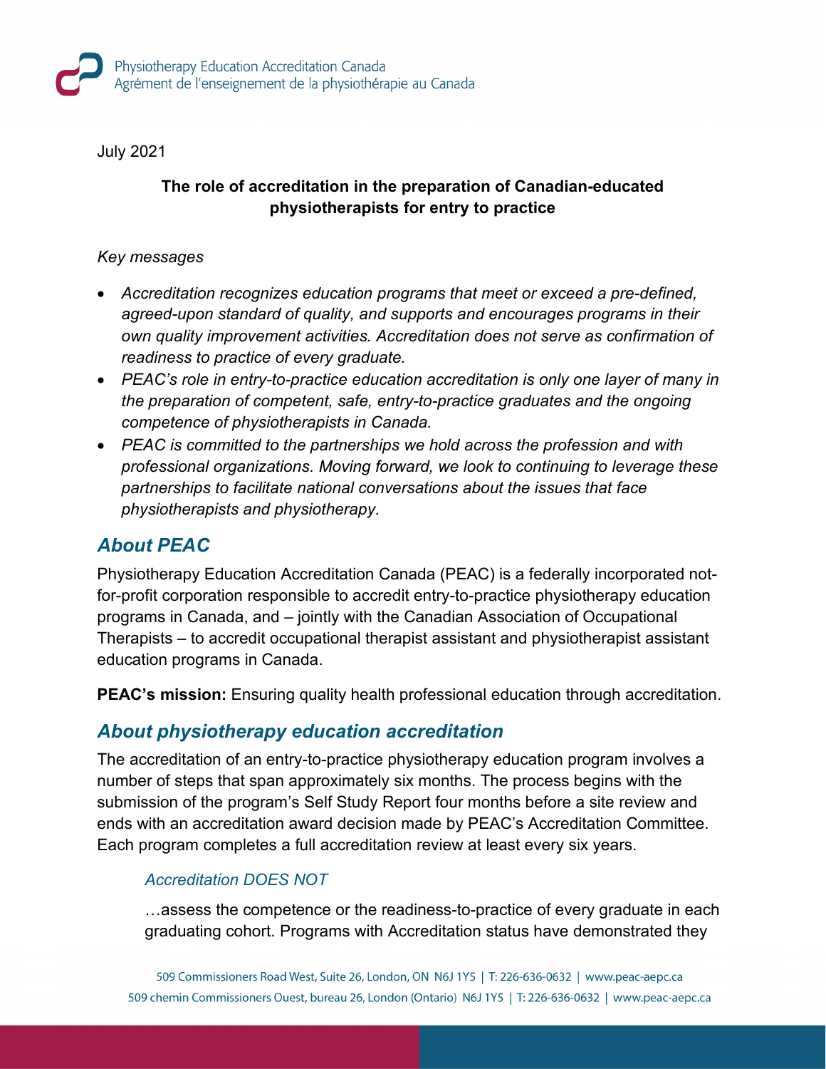July 2021

**The role of accreditation in the preparation of Canadian-educated physiotherapists for entry to practice**

*Key messages*

- *Accreditation recognizes education programs that meet or exceed a pre-defined, agreed-upon standard of quality, and supports and encourages programs in their own quality improvement activities. Accreditation does not serve as confirmation of readiness to practice of every graduate.*
- *PEAC's role in entry-to-practice education accreditation is only one layer of many in the preparation of competent, safe, entry-to-practice graduates and the ongoing competence of physiotherapists in Canada.*
- *PEAC is committed to the partnerships we hold across the profession and with professional organizations. Moving forward, we look to continuing to leverage these partnerships to facilitate national conversations about the issues that face physiotherapists and physiotherapy.*

## *About PEAC*

Physiotherapy Education Accreditation Canada (PEAC) is a federally incorporated not-for-profit corporation responsible to accredit entry-to-practice physiotherapy education programs in Canada, and – jointly with the Canadian Association of Occupational Therapists – to accredit occupational therapist assistant and physiotherapist assistant education programs in Canada.

**PEAC's mission:** Ensuring quality health professional education through accreditation.

## *About physiotherapy education accreditation*

The accreditation of an entry-to-practice physiotherapy education program involves a number of steps that span approximately six months. The process begins with the submission of the program's Self Study Report four months before a site review and ends with an accreditation award decision made by PEAC's Accreditation Committee. Each program completes a full accreditation review at least every six years.

### *Accreditation DOES NOT*

…assess the competence or the readiness-to-practice of every graduate in each graduating cohort. Programs with Accreditation status have demonstrated they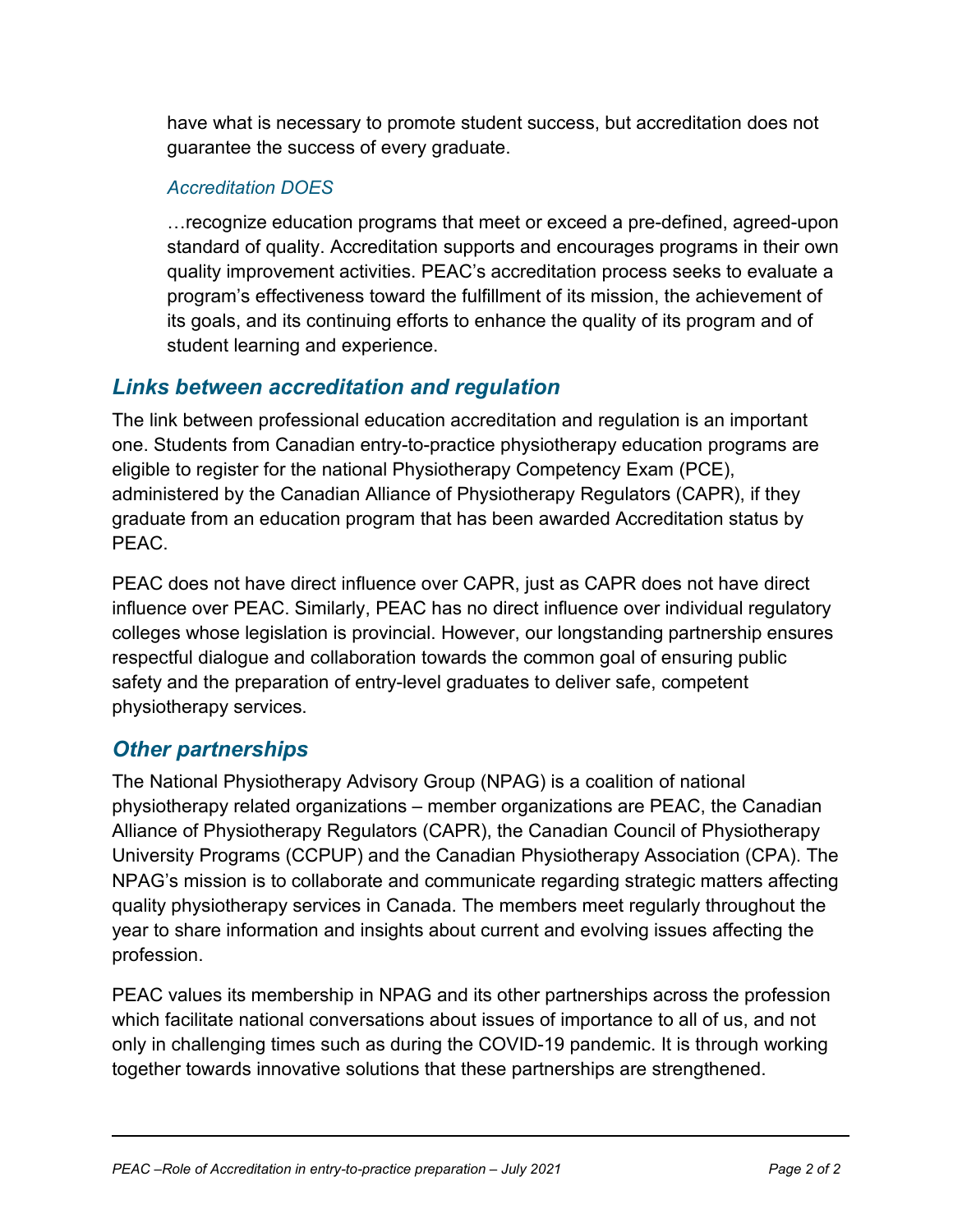have what is necessary to promote student success, but accreditation does not guarantee the success of every graduate.

*Accreditation DOES*

…recognize education programs that meet or exceed a pre-defined, agreed-upon standard of quality. Accreditation supports and encourages programs in their own quality improvement activities. PEAC's accreditation process seeks to evaluate a program's effectiveness toward the fulfillment of its mission, the achievement of its goals, and its continuing efforts to enhance the quality of its program and of student learning and experience.

## *Links between accreditation and regulation*

The link between professional education accreditation and regulation is an important one. Students from Canadian entry-to-practice physiotherapy education programs are eligible to register for the national Physiotherapy Competency Exam (PCE), administered by the Canadian Alliance of Physiotherapy Regulators (CAPR), if they graduate from an education program that has been awarded Accreditation status by PEAC.

PEAC does not have direct influence over CAPR, just as CAPR does not have direct influence over PEAC. Similarly, PEAC has no direct influence over individual regulatory colleges whose legislation is provincial. However, our longstanding partnership ensures respectful dialogue and collaboration towards the common goal of ensuring public safety and the preparation of entry-level graduates to deliver safe, competent physiotherapy services.

## *Other partnerships*

The National Physiotherapy Advisory Group (NPAG) is a coalition of national physiotherapy related organizations – member organizations are PEAC, the Canadian Alliance of Physiotherapy Regulators (CAPR), the Canadian Council of Physiotherapy University Programs (CCPUP) and the Canadian Physiotherapy Association (CPA). The NPAG's mission is to collaborate and communicate regarding strategic matters affecting quality physiotherapy services in Canada. The members meet regularly throughout the year to share information and insights about current and evolving issues affecting the profession.

PEAC values its membership in NPAG and its other partnerships across the profession which facilitate national conversations about issues of importance to all of us, and not only in challenging times such as during the COVID-19 pandemic. It is through working together towards innovative solutions that these partnerships are strengthened.